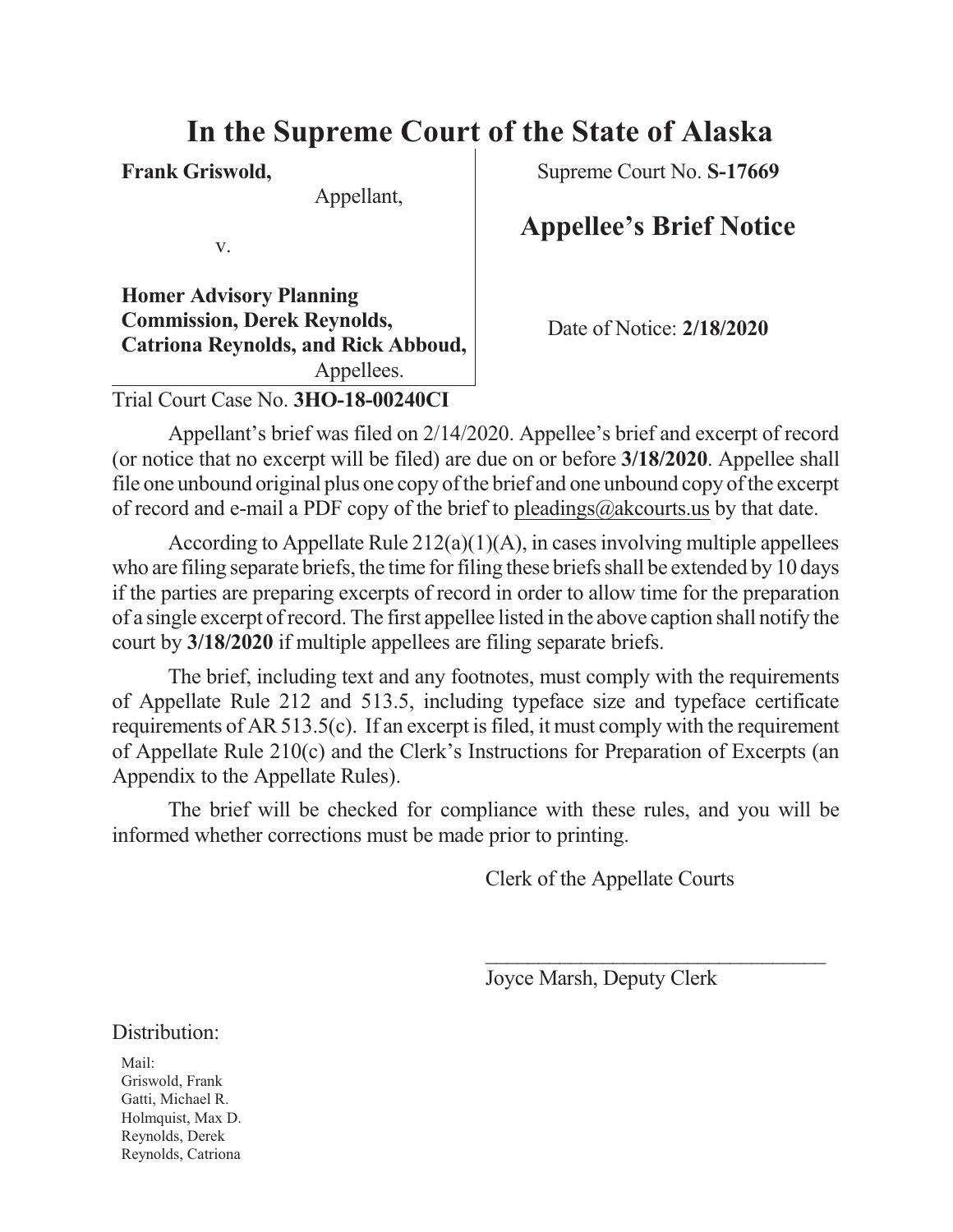# In the Supreme Court of the State of Alaska

**Frank Griswold,**
Appellant,

v.

**Homer Advisory Planning Commission, Derek Reynolds, Catriona Reynolds, and Rick Abboud,**
Appellees.

Trial Court Case No. **3HO-18-00240CI**

Supreme Court No. **S-17669**

## Appellee's Brief Notice

Date of Notice: **2/18/2020**

Appellant's brief was filed on 2/14/2020. Appellee's brief and excerpt of record (or notice that no excerpt will be filed) are due on or before **3/18/2020**. Appellee shall file one unbound original plus one copy of the brief and one unbound copy of the excerpt of record and e-mail a PDF copy of the brief to pleadings@akcourts.us by that date.

According to Appellate Rule 212(a)(1)(A), in cases involving multiple appellees who are filing separate briefs, the time for filing these briefs shall be extended by 10 days if the parties are preparing excerpts of record in order to allow time for the preparation of a single excerpt of record. The first appellee listed in the above caption shall notify the court by **3/18/2020** if multiple appellees are filing separate briefs.

The brief, including text and any footnotes, must comply with the requirements of Appellate Rule 212 and 513.5, including typeface size and typeface certificate requirements of AR 513.5(c). If an excerpt is filed, it must comply with the requirement of Appellate Rule 210(c) and the Clerk's Instructions for Preparation of Excerpts (an Appendix to the Appellate Rules).

The brief will be checked for compliance with these rules, and you will be informed whether corrections must be made prior to printing.

Clerk of the Appellate Courts

\_\_\_\_\_\_\_\_\_\_\_\_\_\_\_\_\_\_\_\_\_\_\_\_\_\_\_\_\_\_\_\_\_\_

Joyce Marsh, Deputy Clerk

Distribution:

Mail:
Griswold, Frank
Gatti, Michael R.
Holmquist, Max D.
Reynolds, Derek
Reynolds, Catriona